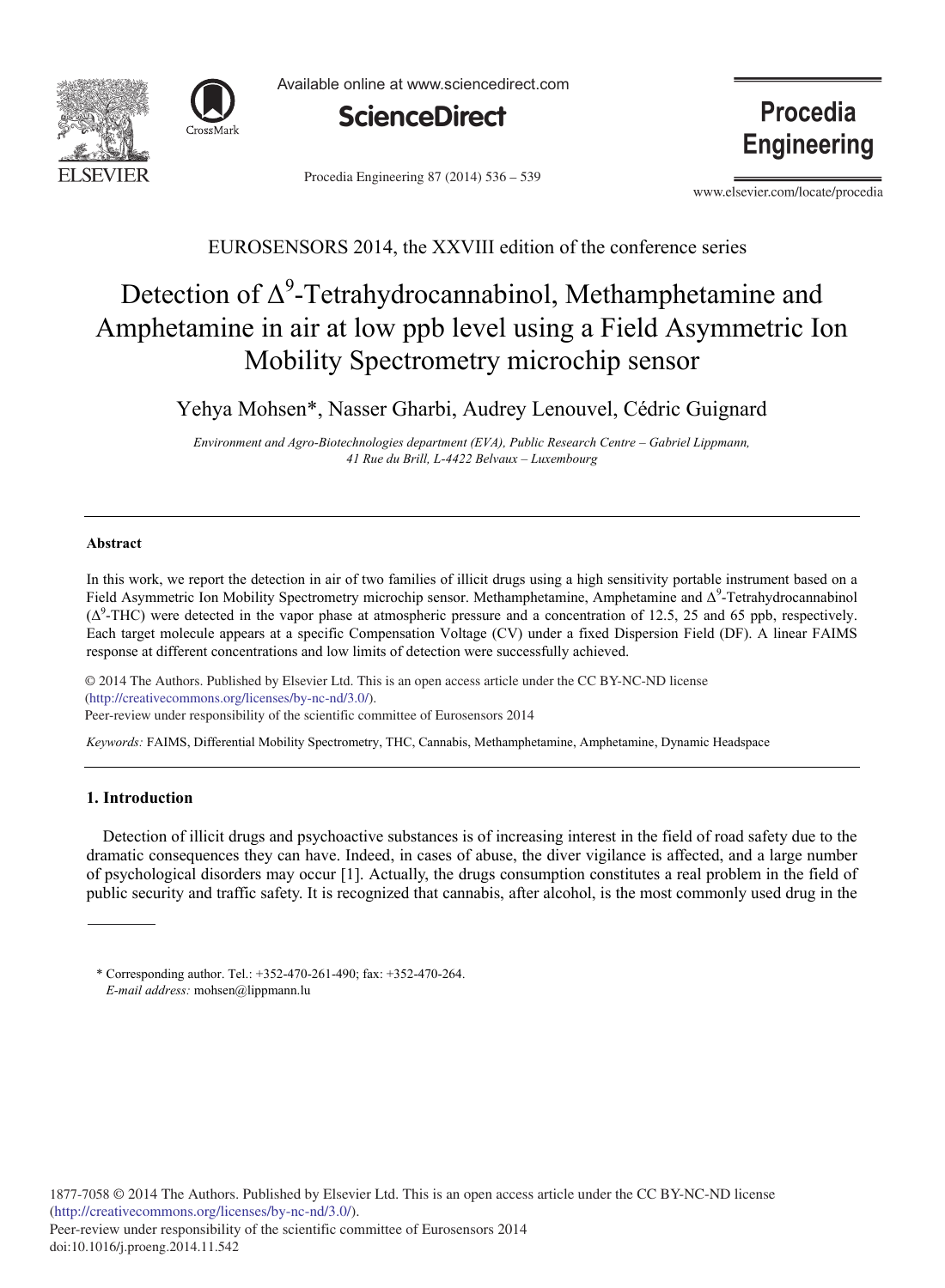EUROSENSORS 2014, the XXVIII edition of the conference series

# Detection of $\Delta^9$-Tetrahydrocannabinol, Methamphetamine and Amphetamine in air at low ppb level using a Field Asymmetric Ion Mobility Spectrometry microchip sensor

Yehya Mohsen*, Nasser Gharbi, Audrey Lenouvel, Cédric Guignard

*Environment and Agro-Biotechnologies department (EVA), Public Research Centre – Gabriel Lippmann, 41 Rue du Brill, L-4422 Belvaux – Luxembourg*

---

**Abstract**

In this work, we report the detection in air of two families of illicit drugs using a high sensitivity portable instrument based on a Field Asymmetric Ion Mobility Spectrometry microchip sensor. Methamphetamine, Amphetamine and $\Delta^9$-Tetrahydrocannabinol ($\Delta^9$-THC) were detected in the vapor phase at atmospheric pressure and a concentration of 12.5, 25 and 65 ppb, respectively. Each target molecule appears at a specific Compensation Voltage (CV) under a fixed Dispersion Field (DF). A linear FAIMS response at different concentrations and low limits of detection were successfully achieved.

© 2014 The Authors. Published by Elsevier Ltd. This is an open access article under the CC BY-NC-ND license (http://creativecommons.org/licenses/by-nc-nd/3.0/).
Peer-review under responsibility of the scientific committee of Eurosensors 2014

*Keywords:* FAIMS, Differential Mobility Spectrometry, THC, Cannabis, Methamphetamine, Amphetamine, Dynamic Headspace

---

## 1. Introduction

Detection of illicit drugs and psychoactive substances is of increasing interest in the field of road safety due to the dramatic consequences they can have. Indeed, in cases of abuse, the diver vigilance is affected, and a large number of psychological disorders may occur [1]. Actually, the drugs consumption constitutes a real problem in the field of public security and traffic safety. It is recognized that cannabis, after alcohol, is the most commonly used drug in the

---

\* Corresponding author. Tel.: +352-470-261-490; fax: +352-470-264.
*E-mail address:* mohsen@lippmann.lu

1877-7058 © 2014 The Authors. Published by Elsevier Ltd. This is an open access article under the CC BY-NC-ND license (http://creativecommons.org/licenses/by-nc-nd/3.0/).
Peer-review under responsibility of the scientific committee of Eurosensors 2014
doi:10.1016/j.proeng.2014.11.542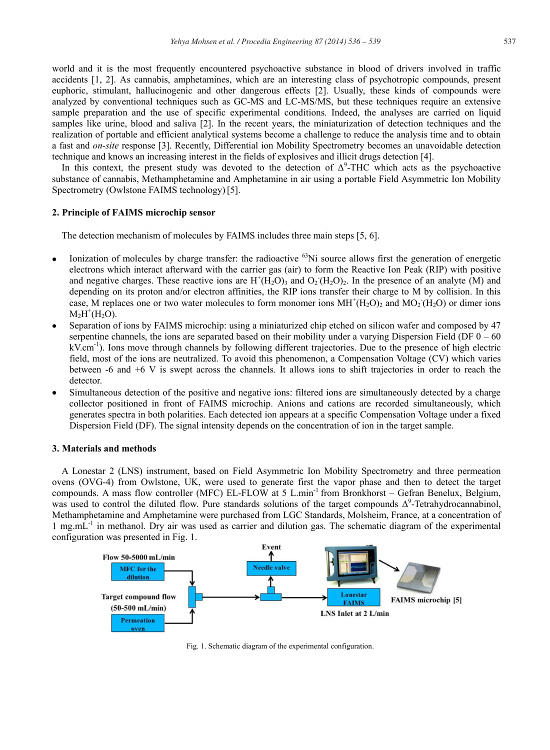world and it is the most frequently encountered psychoactive substance in blood of drivers involved in traffic accidents [1, 2]. As cannabis, amphetamines, which are an interesting class of psychotropic compounds, present euphoric, stimulant, hallucinogenic and other dangerous effects [2]. Usually, these kinds of compounds were analyzed by conventional techniques such as GC-MS and LC-MS/MS, but these techniques require an extensive sample preparation and the use of specific experimental conditions. Indeed, the analyses are carried on liquid samples like urine, blood and saliva [2]. In the recent years, the miniaturization of detection techniques and the realization of portable and efficient analytical systems become a challenge to reduce the analysis time and to obtain a fast and *on-site* response [3]. Recently, Differential ion Mobility Spectrometry becomes an unavoidable detection technique and knows an increasing interest in the fields of explosives and illicit drugs detection [4].

In this context, the present study was devoted to the detection of $\Delta^9$-THC which acts as the psychoactive substance of cannabis, Methamphetamine and Amphetamine in air using a portable Field Asymmetric Ion Mobility Spectrometry (Owlstone FAIMS technology) [5].

## 2. Principle of FAIMS microchip sensor

The detection mechanism of molecules by FAIMS includes three main steps [5, 6].

- Ionization of molecules by charge transfer: the radioactive $^{63}$Ni source allows first the generation of energetic electrons which interact afterward with the carrier gas (air) to form the Reactive Ion Peak (RIP) with positive and negative charges. These reactive ions are $H^+(H_2O)_3$ and $O_2^-(H_2O)_2$. In the presence of an analyte (M) and depending on its proton and/or electron affinities, the RIP ions transfer their charge to M by collision. In this case, M replaces one or two water molecules to form monomer ions $MH^+(H_2O)_2$ and $MO_2^-(H_2O)$ or dimer ions $M_2H^+(H_2O)$.
- Separation of ions by FAIMS microchip: using a miniaturized chip etched on silicon wafer and composed by 47 serpentine channels, the ions are separated based on their mobility under a varying Dispersion Field (DF 0 – 60 kV.cm$^{-1}$). Ions move through channels by following different trajectories. Due to the presence of high electric field, most of the ions are neutralized. To avoid this phenomenon, a Compensation Voltage (CV) which varies between -6 and +6 V is swept across the channels. It allows ions to shift trajectories in order to reach the detector.
- Simultaneous detection of the positive and negative ions: filtered ions are simultaneously detected by a charge collector positioned in front of FAIMS microchip. Anions and cations are recorded simultaneously, which generates spectra in both polarities. Each detected ion appears at a specific Compensation Voltage under a fixed Dispersion Field (DF). The signal intensity depends on the concentration of ion in the target sample.

## 3. Materials and methods

A Lonestar 2 (LNS) instrument, based on Field Asymmetric Ion Mobility Spectrometry and three permeation ovens (OVG-4) from Owlstone, UK, were used to generate first the vapor phase and then to detect the target compounds. A mass flow controller (MFC) EL-FLOW at 5 L.min$^{-1}$ from Bronkhorst – Gefran Benelux, Belgium, was used to control the diluted flow. Pure standards solutions of the target compounds $\Delta^9$-Tetrahydrocannabinol, Methamphetamine and Amphetamine were purchased from LGC Standards, Molsheim, France, at a concentration of 1 mg.mL$^{-1}$ in methanol. Dry air was used as carrier and dilution gas. The schematic diagram of the experimental configuration was presented in Fig. 1.

Flow 50-5000 mL/min — MFC for the dilution; Target compound flow (50-500 mL/min) — Permeation oven; Event — Needle valve; Lonestar FAIMS — LNS Inlet at 2 L/min; FAIMS microchip [5]

Fig. 1. Schematic diagram of the experimental configuration.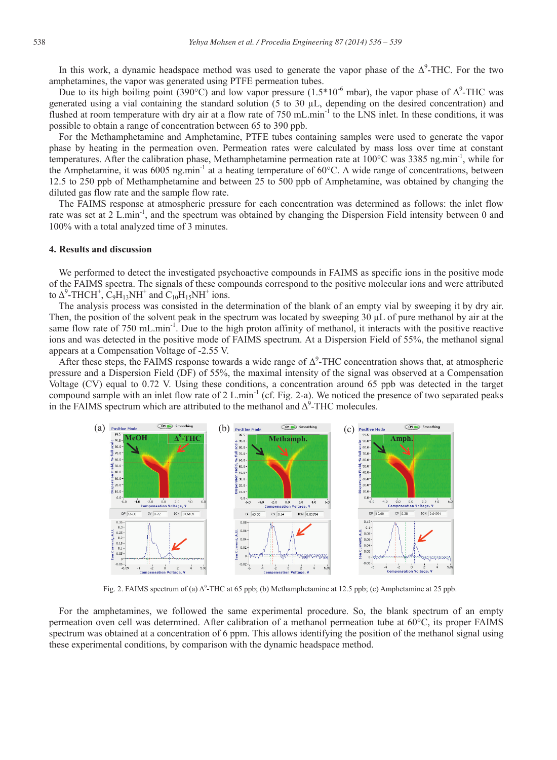In this work, a dynamic headspace method was used to generate the vapor phase of the $\Delta^9$-THC. For the two amphetamines, the vapor was generated using PTFE permeation tubes.

Due to its high boiling point (390°C) and low vapor pressure ($1.5*10^{-6}$ mbar), the vapor phase of $\Delta^9$-THC was generated using a vial containing the standard solution (5 to 30 µL, depending on the desired concentration) and flushed at room temperature with dry air at a flow rate of 750 $mL.min^{-1}$ to the LNS inlet. In these conditions, it was possible to obtain a range of concentration between 65 to 390 ppb.

For the Methamphetamine and Amphetamine, PTFE tubes containing samples were used to generate the vapor phase by heating in the permeation oven. Permeation rates were calculated by mass loss over time at constant temperatures. After the calibration phase, Methamphetamine permeation rate at 100°C was 3385 $ng.min^{-1}$, while for the Amphetamine, it was 6005 $ng.min^{-1}$ at a heating temperature of 60°C. A wide range of concentrations, between 12.5 to 250 ppb of Methamphetamine and between 25 to 500 ppb of Amphetamine, was obtained by changing the diluted gas flow rate and the sample flow rate.

The FAIMS response at atmospheric pressure for each concentration was determined as follows: the inlet flow rate was set at 2 $L.min^{-1}$, and the spectrum was obtained by changing the Dispersion Field intensity between 0 and 100% with a total analyzed time of 3 minutes.

## 4. Results and discussion

We performed to detect the investigated psychoactive compounds in FAIMS as specific ions in the positive mode of the FAIMS spectra. The signals of these compounds correspond to the positive molecular ions and were attributed to $\Delta^9$-$THCH^+$, $C_9H_{13}NH^+$ and $C_{10}H_{15}NH^+$ ions.

The analysis process was consisted in the determination of the blank of an empty vial by sweeping it by dry air. Then, the position of the solvent peak in the spectrum was located by sweeping 30 µL of pure methanol by air at the same flow rate of 750 $mL.min^{-1}$. Due to the high proton affinity of methanol, it interacts with the positive reactive ions and was detected in the positive mode of FAIMS spectrum. At a Dispersion Field of 55%, the methanol signal appears at a Compensation Voltage of -2.55 V.

After these steps, the FAIMS response towards a wide range of $\Delta^9$-THC concentration shows that, at atmospheric pressure and a Dispersion Field (DF) of 55%, the maximal intensity of the signal was observed at a Compensation Voltage (CV) equal to 0.72 V. Using these conditions, a concentration around 65 ppb was detected in the target compound sample with an inlet flow rate of 2 $L.min^{-1}$ (cf. Fig. 2-a). We noticed the presence of two separated peaks in the FAIMS spectrum which are attributed to the methanol and $\Delta^9$-THC molecules.

Fig. 2. FAIMS spectrum of (a) $\Delta^9$-THC at 65 ppb; (b) Methamphetamine at 12.5 ppb; (c) Amphetamine at 25 ppb.

For the amphetamines, we followed the same experimental procedure. So, the blank spectrum of an empty permeation oven cell was determined. After calibration of a methanol permeation tube at 60°C, its proper FAIMS spectrum was obtained at a concentration of 6 ppm. This allows identifying the position of the methanol signal using these experimental conditions, by comparison with the dynamic headspace method.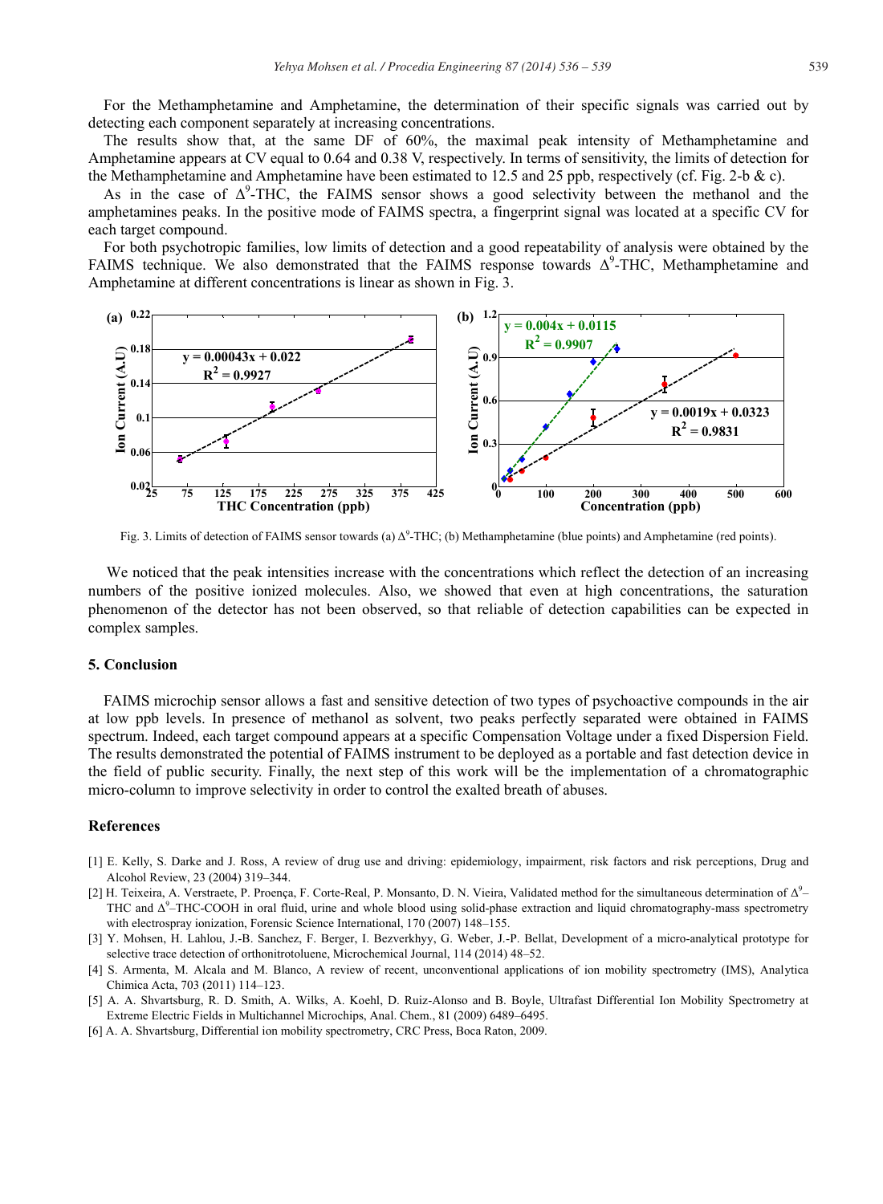For the Methamphetamine and Amphetamine, the determination of their specific signals was carried out by detecting each component separately at increasing concentrations.

The results show that, at the same DF of 60%, the maximal peak intensity of Methamphetamine and Amphetamine appears at CV equal to 0.64 and 0.38 V, respectively. In terms of sensitivity, the limits of detection for the Methamphetamine and Amphetamine have been estimated to 12.5 and 25 ppb, respectively (cf. Fig. 2-b & c).

As in the case of $\Delta^9$-THC, the FAIMS sensor shows a good selectivity between the methanol and the amphetamines peaks. In the positive mode of FAIMS spectra, a fingerprint signal was located at a specific CV for each target compound.

For both psychotropic families, low limits of detection and a good repeatability of analysis were obtained by the FAIMS technique. We also demonstrated that the FAIMS response towards $\Delta^9$-THC, Methamphetamine and Amphetamine at different concentrations is linear as shown in Fig. 3.

(a)

$y = 0.00043x + 0.022$

$R^2 = 0.9927$

Ion Current (A.U)

THC Concentration (ppb)

(b)

$y = 0.004x + 0.0115$

$R^2 = 0.9907$

$y = 0.0019x + 0.0323$

$R^2 = 0.9831$

Ion Current (A.U)

Concentration (ppb)

Fig. 3. Limits of detection of FAIMS sensor towards (a) $\Delta^9$-THC; (b) Methamphetamine (blue points) and Amphetamine (red points).

We noticed that the peak intensities increase with the concentrations which reflect the detection of an increasing numbers of the positive ionized molecules. Also, we showed that even at high concentrations, the saturation phenomenon of the detector has not been observed, so that reliable of detection capabilities can be expected in complex samples.

## 5. Conclusion

FAIMS microchip sensor allows a fast and sensitive detection of two types of psychoactive compounds in the air at low ppb levels. In presence of methanol as solvent, two peaks perfectly separated were obtained in FAIMS spectrum. Indeed, each target compound appears at a specific Compensation Voltage under a fixed Dispersion Field. The results demonstrated the potential of FAIMS instrument to be deployed as a portable and fast detection device in the field of public security. Finally, the next step of this work will be the implementation of a chromatographic micro-column to improve selectivity in order to control the exalted breath of abuses.

## References

[1] E. Kelly, S. Darke and J. Ross, A review of drug use and driving: epidemiology, impairment, risk factors and risk perceptions, Drug and Alcohol Review, 23 (2004) 319–344.

[2] H. Teixeira, A. Verstraete, P. Proença, F. Corte-Real, P. Monsanto, D. N. Vieira, Validated method for the simultaneous determination of $\Delta^9$–THC and $\Delta^9$–THC-COOH in oral fluid, urine and whole blood using solid-phase extraction and liquid chromatography-mass spectrometry with electrospray ionization, Forensic Science International, 170 (2007) 148–155.

[3] Y. Mohsen, H. Lahlou, J.-B. Sanchez, F. Berger, I. Bezverkhyy, G. Weber, J.-P. Bellat, Development of a micro-analytical prototype for selective trace detection of orthonitrotoluene, Microchemical Journal, 114 (2014) 48–52.

[4] S. Armenta, M. Alcala and M. Blanco, A review of recent, unconventional applications of ion mobility spectrometry (IMS), Analytica Chimica Acta, 703 (2011) 114–123.

[5] A. A. Shvartsburg, R. D. Smith, A. Wilks, A. Koehl, D. Ruiz-Alonso and B. Boyle, Ultrafast Differential Ion Mobility Spectrometry at Extreme Electric Fields in Multichannel Microchips, Anal. Chem., 81 (2009) 6489–6495.

[6] A. A. Shvartsburg, Differential ion mobility spectrometry, CRC Press, Boca Raton, 2009.